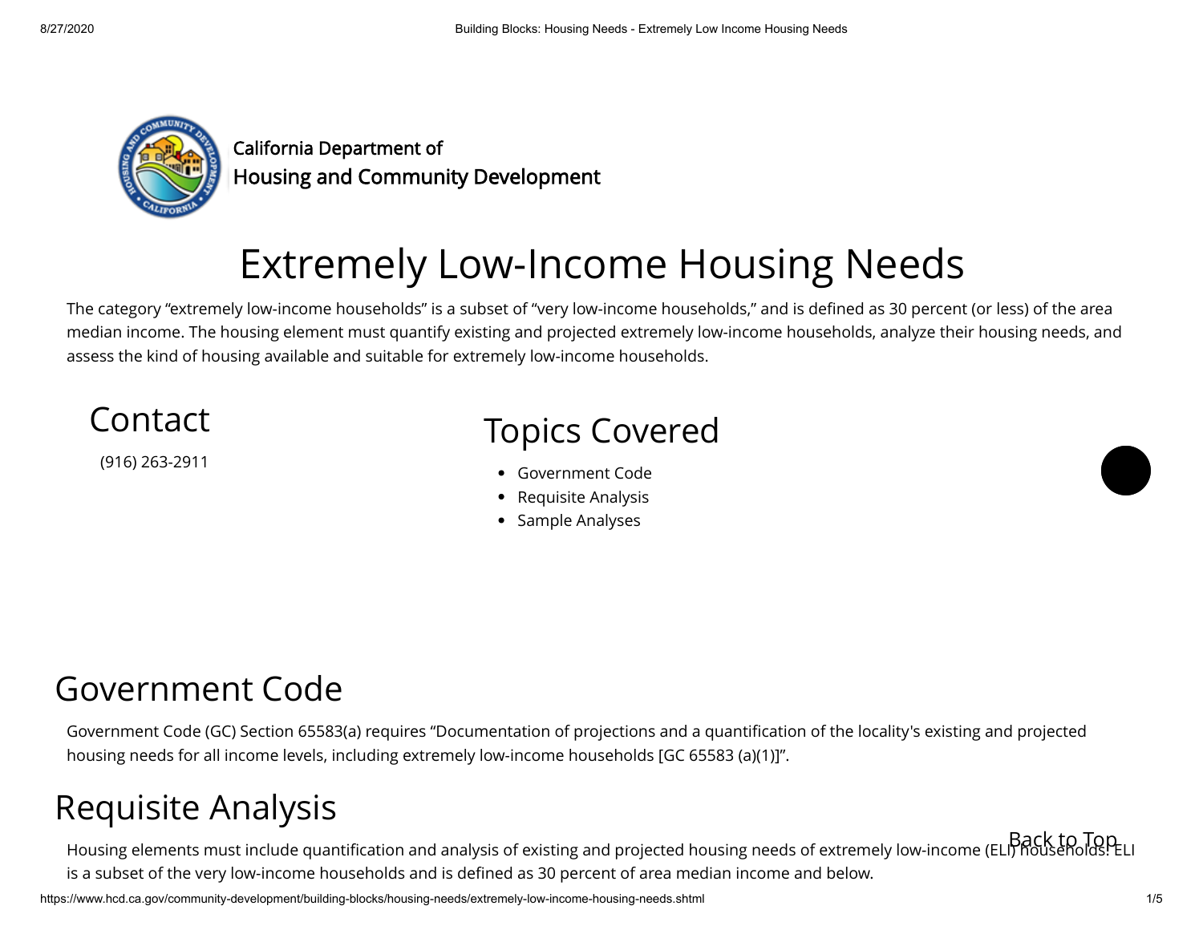California Department of
Housing and Community Development

# Extremely Low-Income Housing Needs

The category "extremely low-income households" is a subset of "very low-income households," and is defined as 30 percent (or less) of the area median income. The housing element must quantify existing and projected extremely low-income households, analyze their housing needs, and assess the kind of housing available and suitable for extremely low-income households.

## Contact

(916) 263-2911

## Topics Covered

- Government Code
- Requisite Analysis
- Sample Analyses

## Government Code

Government Code (GC) Section 65583(a) requires "Documentation of projections and a quantification of the locality's existing and projected housing needs for all income levels, including extremely low-income households [GC 65583 (a)(1)]".

## Requisite Analysis

Back to Top

Housing elements must include quantification and analysis of existing and projected housing needs of extremely low-income (ELI) households. ELI is a subset of the very low-income households and is defined as 30 percent of area median income and below.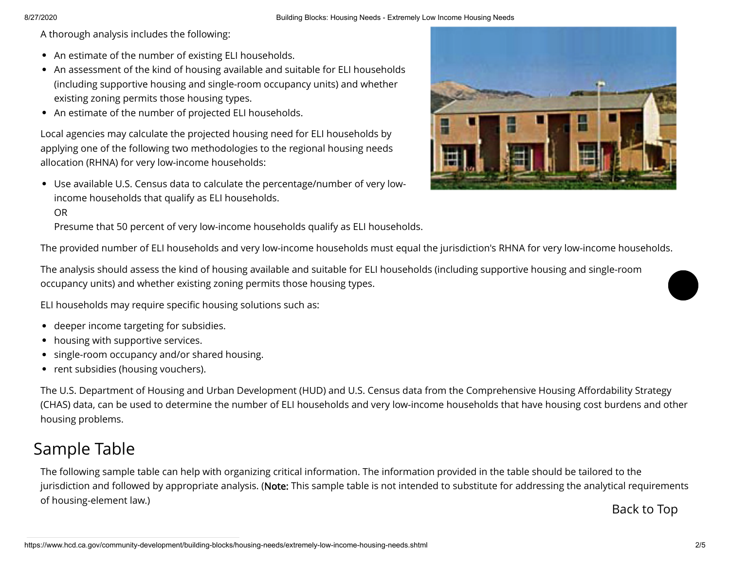A thorough analysis includes the following:

- An estimate of the number of existing ELI households.
- An assessment of the kind of housing available and suitable for ELI households (including supportive housing and single-room occupancy units) and whether existing zoning permits those housing types.
- An estimate of the number of projected ELI households.

Local agencies may calculate the projected housing need for ELI households by applying one of the following two methodologies to the regional housing needs allocation (RHNA) for very low-income households:

- Use available U.S. Census data to calculate the percentage/number of very low-income households that qualify as ELI households.
  OR
  Presume that 50 percent of very low-income households qualify as ELI households.

The provided number of ELI households and very low-income households must equal the jurisdiction's RHNA for very low-income households.

The analysis should assess the kind of housing available and suitable for ELI households (including supportive housing and single-room occupancy units) and whether existing zoning permits those housing types.

ELI households may require specific housing solutions such as:

- deeper income targeting for subsidies.
- housing with supportive services.
- single-room occupancy and/or shared housing.
- rent subsidies (housing vouchers).

The U.S. Department of Housing and Urban Development (HUD) and U.S. Census data from the Comprehensive Housing Affordability Strategy (CHAS) data, can be used to determine the number of ELI households and very low-income households that have housing cost burdens and other housing problems.

## Sample Table

The following sample table can help with organizing critical information. The information provided in the table should be tailored to the jurisdiction and followed by appropriate analysis. (**Note:** This sample table is not intended to substitute for addressing the analytical requirements of housing-element law.)

Back to Top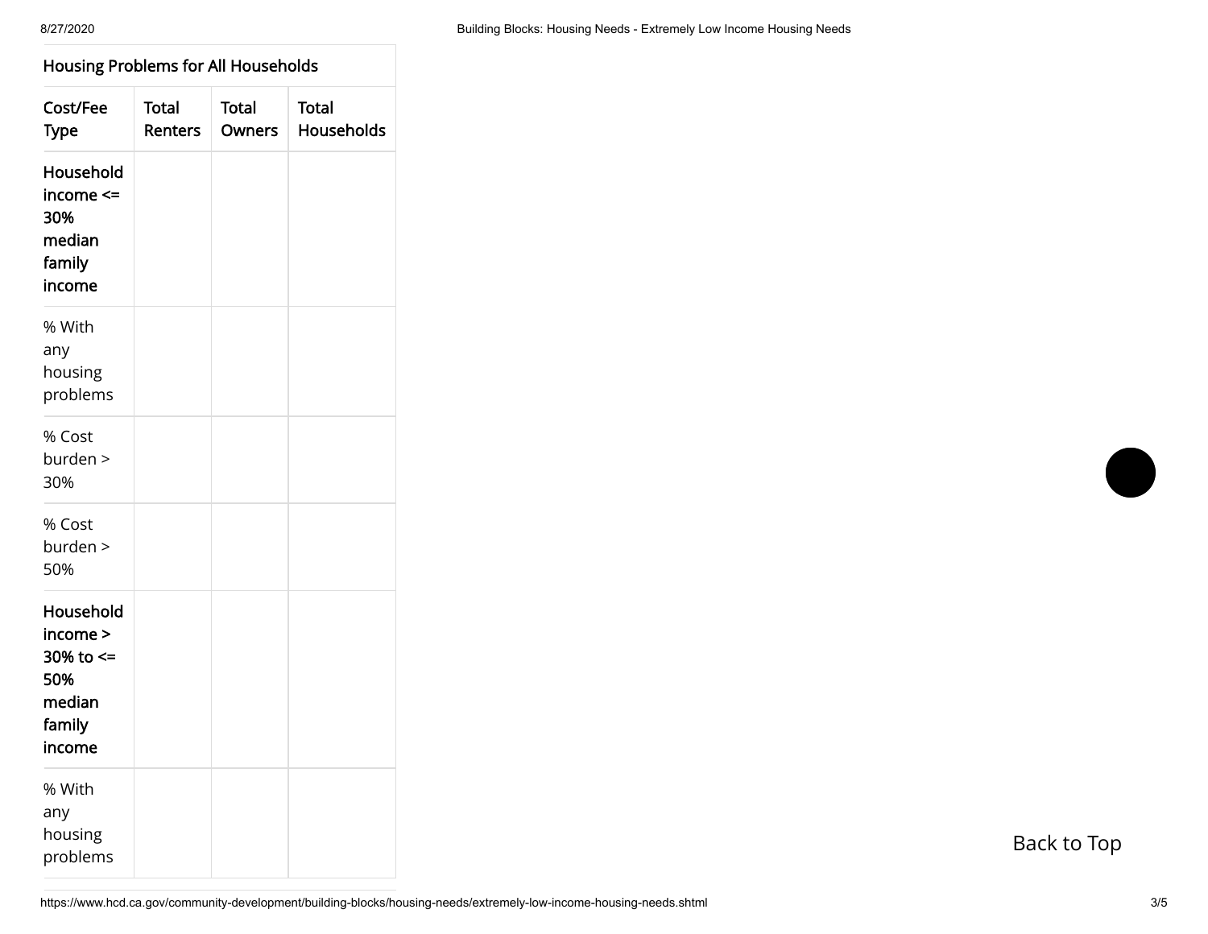| Housing Problems for All Households | | | |
|---|---|---|---|
| **Cost/Fee Type** | **Total Renters** | **Total Owners** | **Total Households** |
| **Household income <= 30% median family income** | | | |
| % With any housing problems | | | |
| % Cost burden > 30% | | | |
| % Cost burden > 50% | | | |
| **Household income > 30% to <= 50% median family income** | | | |
| % With any housing problems | | | |

Back to Top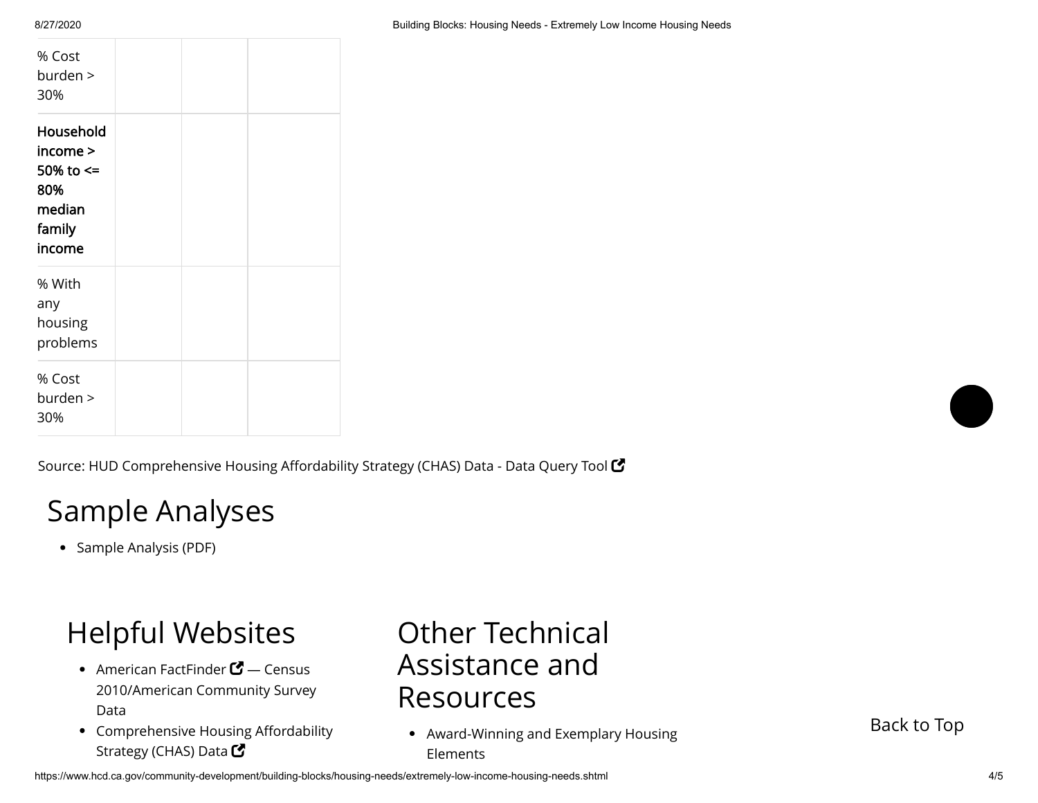| | | | |
|---|---|---|---|
| % Cost burden > 30% | | | |
| **Household income > 50% to <= 80% median family income** | | | |
| % With any housing problems | | | |
| % Cost burden > 30% | | | |

Source: HUD Comprehensive Housing Affordability Strategy (CHAS) Data - Data Query Tool

# Sample Analyses

- Sample Analysis (PDF)

## Helpful Websites

- American FactFinder — Census 2010/American Community Survey Data
- Comprehensive Housing Affordability Strategy (CHAS) Data

## Other Technical Assistance and Resources

- Award-Winning and Exemplary Housing Elements

Back to Top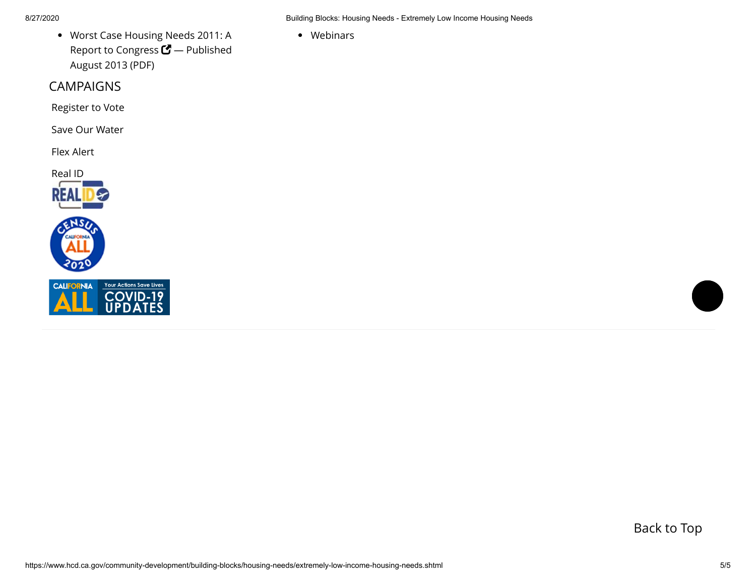- Worst Case Housing Needs 2011: A Report to Congress — Published August 2013 (PDF)

## CAMPAIGNS

Register to Vote

Save Our Water

Flex Alert

Real ID

- Webinars

Back to Top